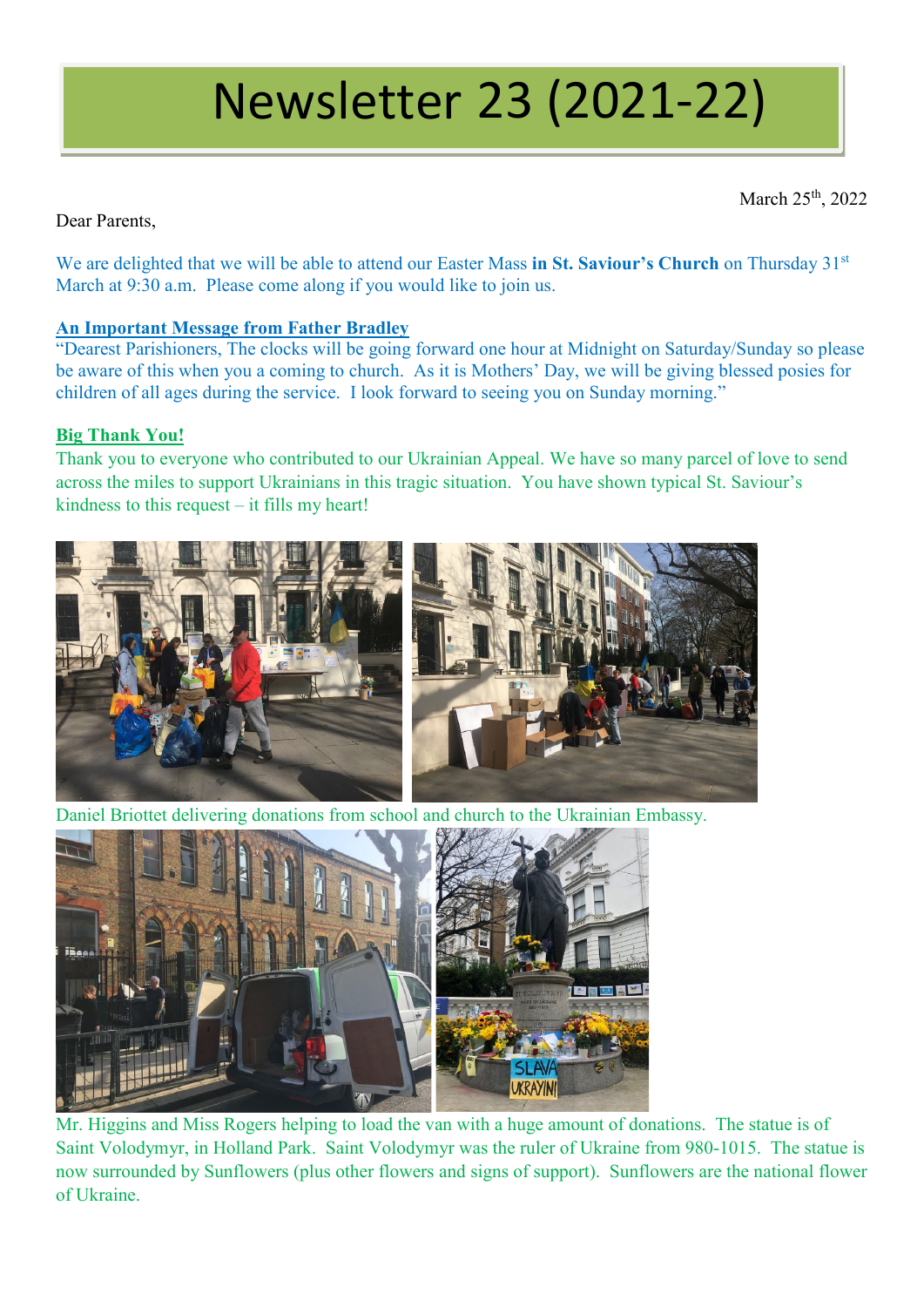# Newsletter 23 (2021-22)

March 25th, 2022

Dear Parents,

We are delighted that we will be able to attend our Easter Mass **in St. Saviour's Church** on Thursday 31st March at 9:30 a.m. Please come along if you would like to join us.

**An Important Message from Father Bradley**

"Dearest Parishioners, The clocks will be going forward one hour at Midnight on Saturday/Sunday so please be aware of this when you a coming to church. As it is Mothers' Day, we will be giving blessed posies for children of all ages during the service. I look forward to seeing you on Sunday morning."

**Big Thank You!**

Thank you to everyone who contributed to our Ukrainian Appeal. We have so many parcel of love to send across the miles to support Ukrainians in this tragic situation. You have shown typical St. Saviour's kindness to this request – it fills my heart!

Daniel Briottet delivering donations from school and church to the Ukrainian Embassy.

Mr. Higgins and Miss Rogers helping to load the van with a huge amount of donations. The statue is of Saint Volodymyr, in Holland Park. Saint Volodymyr was the ruler of Ukraine from 980-1015. The statue is now surrounded by Sunflowers (plus other flowers and signs of support). Sunflowers are the national flower of Ukraine.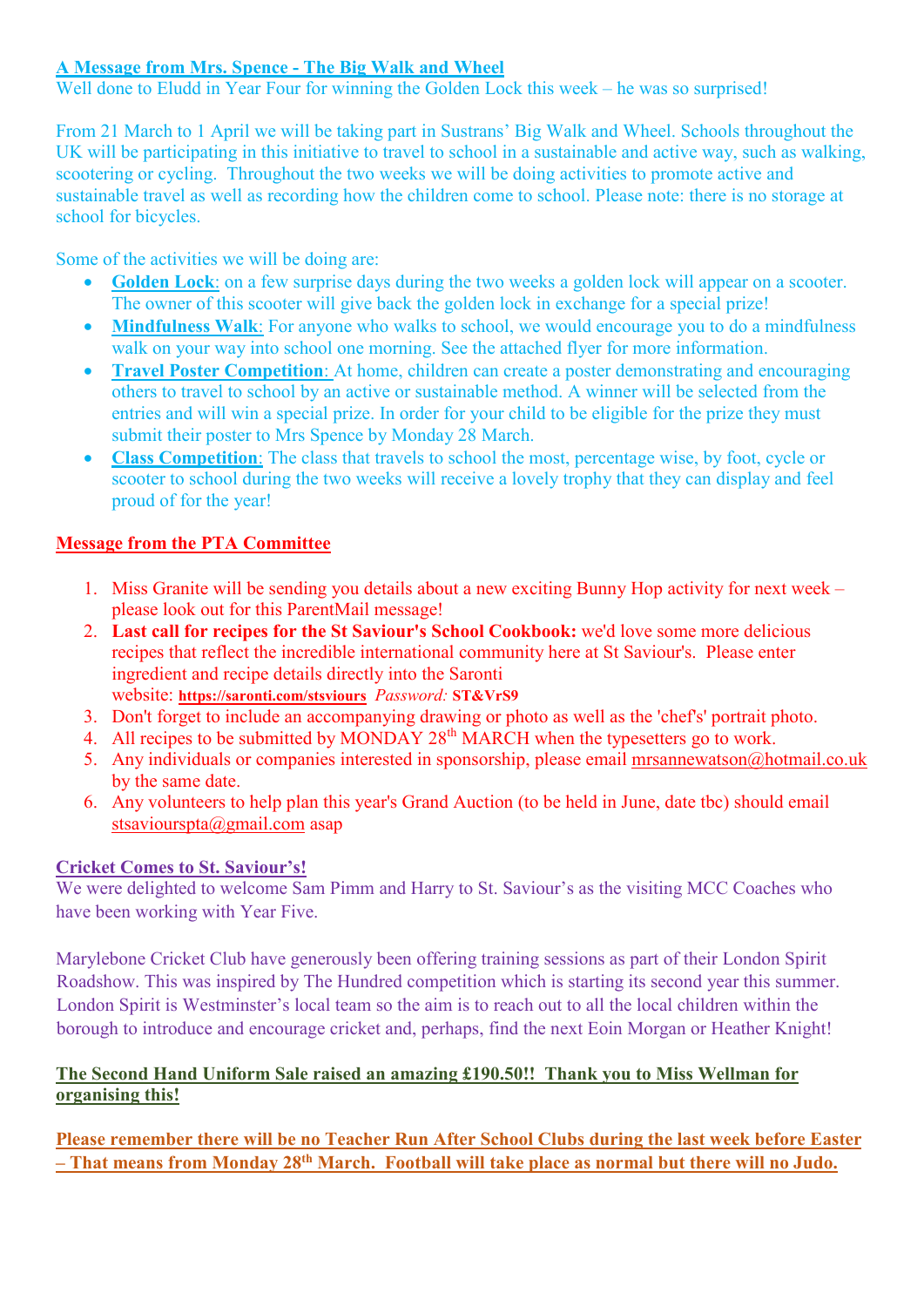**A Message from Mrs. Spence - The Big Walk and Wheel**

Well done to Eludd in Year Four for winning the Golden Lock this week – he was so surprised!

From 21 March to 1 April we will be taking part in Sustrans' Big Walk and Wheel. Schools throughout the UK will be participating in this initiative to travel to school in a sustainable and active way, such as walking, scootering or cycling. Throughout the two weeks we will be doing activities to promote active and sustainable travel as well as recording how the children come to school. Please note: there is no storage at school for bicycles.

Some of the activities we will be doing are:

- **Golden Lock**: on a few surprise days during the two weeks a golden lock will appear on a scooter. The owner of this scooter will give back the golden lock in exchange for a special prize!
- **Mindfulness Walk**: For anyone who walks to school, we would encourage you to do a mindfulness walk on your way into school one morning. See the attached flyer for more information.
- **Travel Poster Competition**: At home, children can create a poster demonstrating and encouraging others to travel to school by an active or sustainable method. A winner will be selected from the entries and will win a special prize. In order for your child to be eligible for the prize they must submit their poster to Mrs Spence by Monday 28 March.
- **Class Competition**: The class that travels to school the most, percentage wise, by foot, cycle or scooter to school during the two weeks will receive a lovely trophy that they can display and feel proud of for the year!

**Message from the PTA Committee**

1. Miss Granite will be sending you details about a new exciting Bunny Hop activity for next week – please look out for this ParentMail message!
2. **Last call for recipes for the St Saviour's School Cookbook:** we'd love some more delicious recipes that reflect the incredible international community here at St Saviour's. Please enter ingredient and recipe details directly into the Saronti website: **https://saronti.com/stsviours** *Password:* **ST&VrS9**
3. Don't forget to include an accompanying drawing or photo as well as the 'chef's' portrait photo.
4. All recipes to be submitted by MONDAY 28th MARCH when the typesetters go to work.
5. Any individuals or companies interested in sponsorship, please email mrsannewatson@hotmail.co.uk by the same date.
6. Any volunteers to help plan this year's Grand Auction (to be held in June, date tbc) should email stsaviourspta@gmail.com asap

**Cricket Comes to St. Saviour's!**

We were delighted to welcome Sam Pimm and Harry to St. Saviour's as the visiting MCC Coaches who have been working with Year Five.

Marylebone Cricket Club have generously been offering training sessions as part of their London Spirit Roadshow. This was inspired by The Hundred competition which is starting its second year this summer. London Spirit is Westminster's local team so the aim is to reach out to all the local children within the borough to introduce and encourage cricket and, perhaps, find the next Eoin Morgan or Heather Knight!

**The Second Hand Uniform Sale raised an amazing £190.50!! Thank you to Miss Wellman for organising this!**

**Please remember there will be no Teacher Run After School Clubs during the last week before Easter – That means from Monday 28th March. Football will take place as normal but there will no Judo.**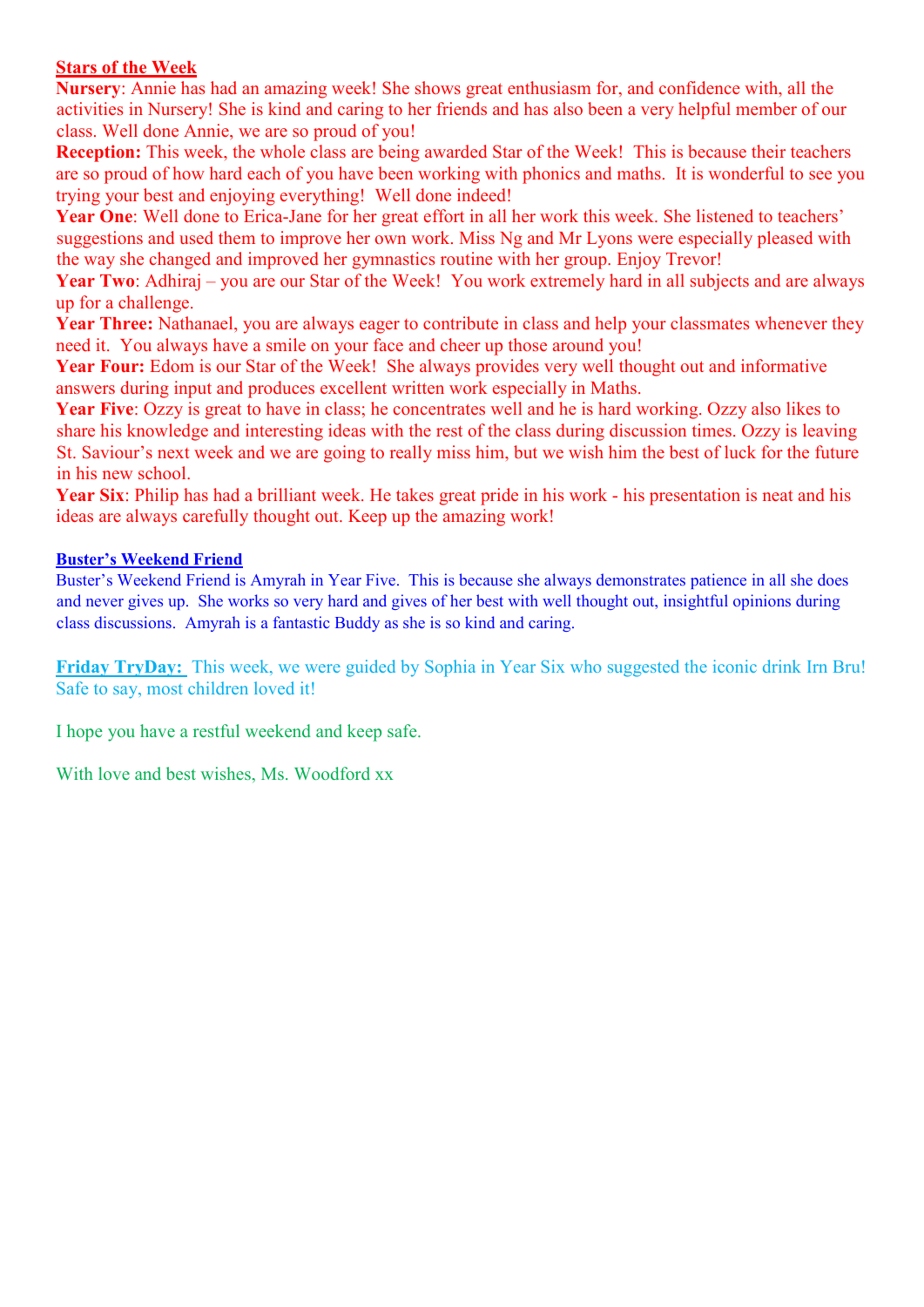## Stars of the Week

**Nursery**: Annie has had an amazing week! She shows great enthusiasm for, and confidence with, all the activities in Nursery! She is kind and caring to her friends and has also been a very helpful member of our class. Well done Annie, we are so proud of you!

**Reception:** This week, the whole class are being awarded Star of the Week! This is because their teachers are so proud of how hard each of you have been working with phonics and maths. It is wonderful to see you trying your best and enjoying everything! Well done indeed!

**Year One**: Well done to Erica-Jane for her great effort in all her work this week. She listened to teachers' suggestions and used them to improve her own work. Miss Ng and Mr Lyons were especially pleased with the way she changed and improved her gymnastics routine with her group. Enjoy Trevor!

**Year Two**: Adhiraj – you are our Star of the Week! You work extremely hard in all subjects and are always up for a challenge.

**Year Three:** Nathanael, you are always eager to contribute in class and help your classmates whenever they need it. You always have a smile on your face and cheer up those around you!

**Year Four:** Edom is our Star of the Week! She always provides very well thought out and informative answers during input and produces excellent written work especially in Maths.

**Year Five**: Ozzy is great to have in class; he concentrates well and he is hard working. Ozzy also likes to share his knowledge and interesting ideas with the rest of the class during discussion times. Ozzy is leaving St. Saviour's next week and we are going to really miss him, but we wish him the best of luck for the future in his new school.

**Year Six**: Philip has had a brilliant week. He takes great pride in his work - his presentation is neat and his ideas are always carefully thought out. Keep up the amazing work!

## Buster's Weekend Friend

Buster's Weekend Friend is Amyrah in Year Five. This is because she always demonstrates patience in all she does and never gives up. She works so very hard and gives of her best with well thought out, insightful opinions during class discussions. Amyrah is a fantastic Buddy as she is so kind and caring.

**Friday TryDay:** This week, we were guided by Sophia in Year Six who suggested the iconic drink Irn Bru! Safe to say, most children loved it!

I hope you have a restful weekend and keep safe.

With love and best wishes, Ms. Woodford xx